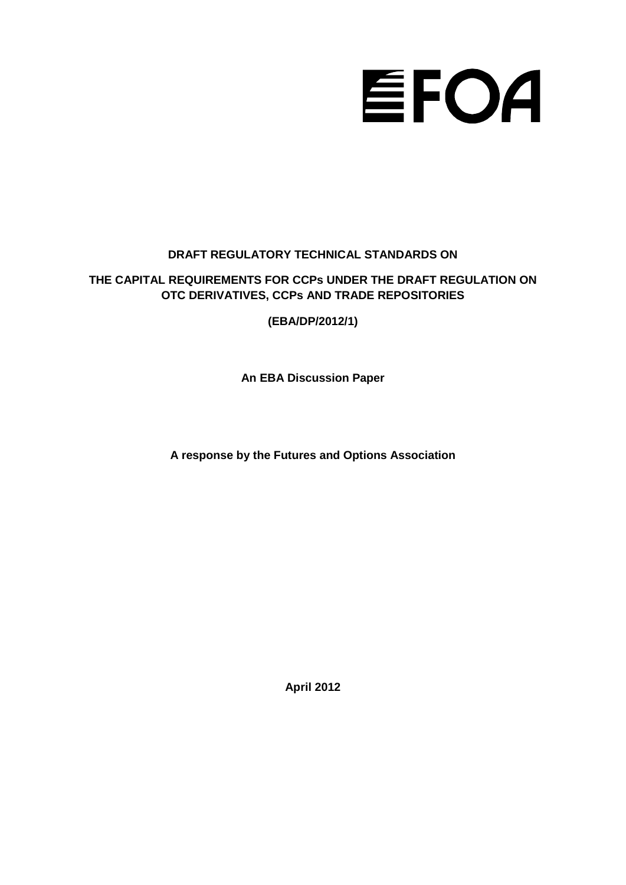FOA

**DRAFT REGULATORY TECHNICAL STANDARDS ON**

**THE CAPITAL REQUIREMENTS FOR CCPs UNDER THE DRAFT REGULATION ON OTC DERIVATIVES, CCPs AND TRADE REPOSITORIES**

**(EBA/DP/2012/1)**

**An EBA Discussion Paper**

**A response by the Futures and Options Association**

**April 2012**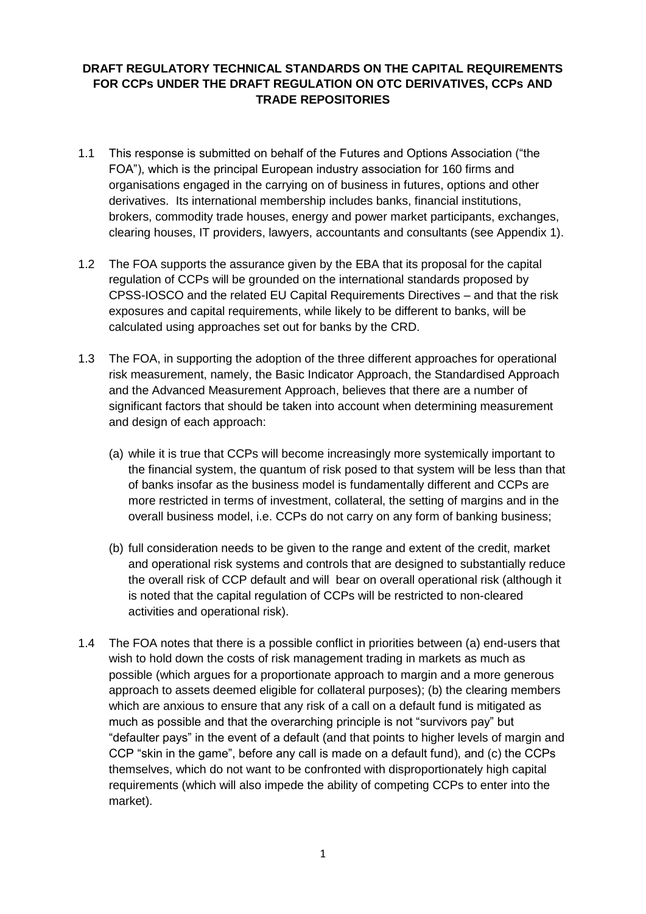**DRAFT REGULATORY TECHNICAL STANDARDS ON THE CAPITAL REQUIREMENTS FOR CCPs UNDER THE DRAFT REGULATION ON OTC DERIVATIVES, CCPs AND TRADE REPOSITORIES**

1.1 This response is submitted on behalf of the Futures and Options Association ("the FOA"), which is the principal European industry association for 160 firms and organisations engaged in the carrying on of business in futures, options and other derivatives. Its international membership includes banks, financial institutions, brokers, commodity trade houses, energy and power market participants, exchanges, clearing houses, IT providers, lawyers, accountants and consultants (see Appendix 1).

1.2 The FOA supports the assurance given by the EBA that its proposal for the capital regulation of CCPs will be grounded on the international standards proposed by CPSS-IOSCO and the related EU Capital Requirements Directives – and that the risk exposures and capital requirements, while likely to be different to banks, will be calculated using approaches set out for banks by the CRD.

1.3 The FOA, in supporting the adoption of the three different approaches for operational risk measurement, namely, the Basic Indicator Approach, the Standardised Approach and the Advanced Measurement Approach, believes that there are a number of significant factors that should be taken into account when determining measurement and design of each approach:

(a) while it is true that CCPs will become increasingly more systemically important to the financial system, the quantum of risk posed to that system will be less than that of banks insofar as the business model is fundamentally different and CCPs are more restricted in terms of investment, collateral, the setting of margins and in the overall business model, i.e. CCPs do not carry on any form of banking business;

(b) full consideration needs to be given to the range and extent of the credit, market and operational risk systems and controls that are designed to substantially reduce the overall risk of CCP default and will bear on overall operational risk (although it is noted that the capital regulation of CCPs will be restricted to non-cleared activities and operational risk).

1.4 The FOA notes that there is a possible conflict in priorities between (a) end-users that wish to hold down the costs of risk management trading in markets as much as possible (which argues for a proportionate approach to margin and a more generous approach to assets deemed eligible for collateral purposes); (b) the clearing members which are anxious to ensure that any risk of a call on a default fund is mitigated as much as possible and that the overarching principle is not "survivors pay" but "defaulter pays" in the event of a default (and that points to higher levels of margin and CCP "skin in the game", before any call is made on a default fund), and (c) the CCPs themselves, which do not want to be confronted with disproportionately high capital requirements (which will also impede the ability of competing CCPs to enter into the market).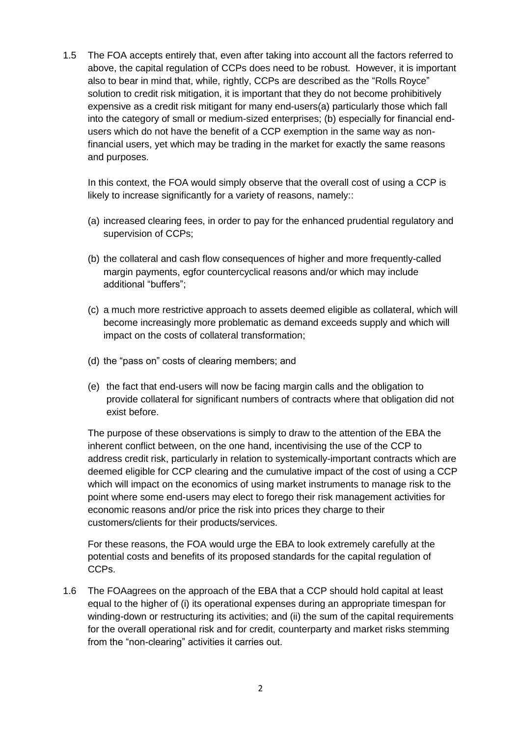1.5 The FOA accepts entirely that, even after taking into account all the factors referred to above, the capital regulation of CCPs does need to be robust. However, it is important also to bear in mind that, while, rightly, CCPs are described as the "Rolls Royce" solution to credit risk mitigation, it is important that they do not become prohibitively expensive as a credit risk mitigant for many end-users(a) particularly those which fall into the category of small or medium-sized enterprises; (b) especially for financial end-users which do not have the benefit of a CCP exemption in the same way as non-financial users, yet which may be trading in the market for exactly the same reasons and purposes.

In this context, the FOA would simply observe that the overall cost of using a CCP is likely to increase significantly for a variety of reasons, namely::

(a) increased clearing fees, in order to pay for the enhanced prudential regulatory and supervision of CCPs;

(b) the collateral and cash flow consequences of higher and more frequently-called margin payments, egfor countercyclical reasons and/or which may include additional "buffers";

(c) a much more restrictive approach to assets deemed eligible as collateral, which will become increasingly more problematic as demand exceeds supply and which will impact on the costs of collateral transformation;

(d) the "pass on" costs of clearing members; and

(e) the fact that end-users will now be facing margin calls and the obligation to provide collateral for significant numbers of contracts where that obligation did not exist before.

The purpose of these observations is simply to draw to the attention of the EBA the inherent conflict between, on the one hand, incentivising the use of the CCP to address credit risk, particularly in relation to systemically-important contracts which are deemed eligible for CCP clearing and the cumulative impact of the cost of using a CCP which will impact on the economics of using market instruments to manage risk to the point where some end-users may elect to forego their risk management activities for economic reasons and/or price the risk into prices they charge to their customers/clients for their products/services.

For these reasons, the FOA would urge the EBA to look extremely carefully at the potential costs and benefits of its proposed standards for the capital regulation of CCPs.

1.6 The FOAagrees on the approach of the EBA that a CCP should hold capital at least equal to the higher of (i) its operational expenses during an appropriate timespan for winding-down or restructuring its activities; and (ii) the sum of the capital requirements for the overall operational risk and for credit, counterparty and market risks stemming from the "non-clearing" activities it carries out.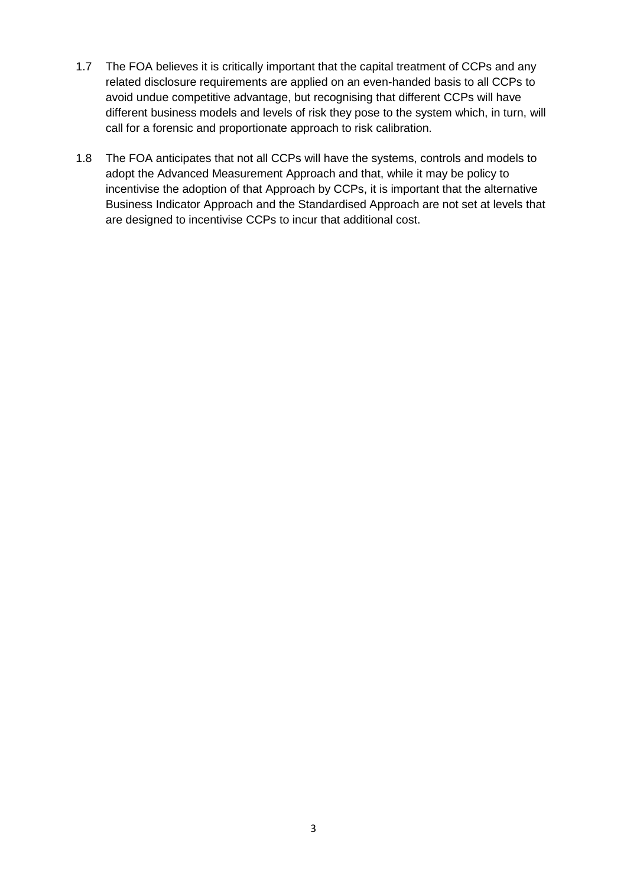1.7 The FOA believes it is critically important that the capital treatment of CCPs and any related disclosure requirements are applied on an even-handed basis to all CCPs to avoid undue competitive advantage, but recognising that different CCPs will have different business models and levels of risk they pose to the system which, in turn, will call for a forensic and proportionate approach to risk calibration.

1.8 The FOA anticipates that not all CCPs will have the systems, controls and models to adopt the Advanced Measurement Approach and that, while it may be policy to incentivise the adoption of that Approach by CCPs, it is important that the alternative Business Indicator Approach and the Standardised Approach are not set at levels that are designed to incentivise CCPs to incur that additional cost.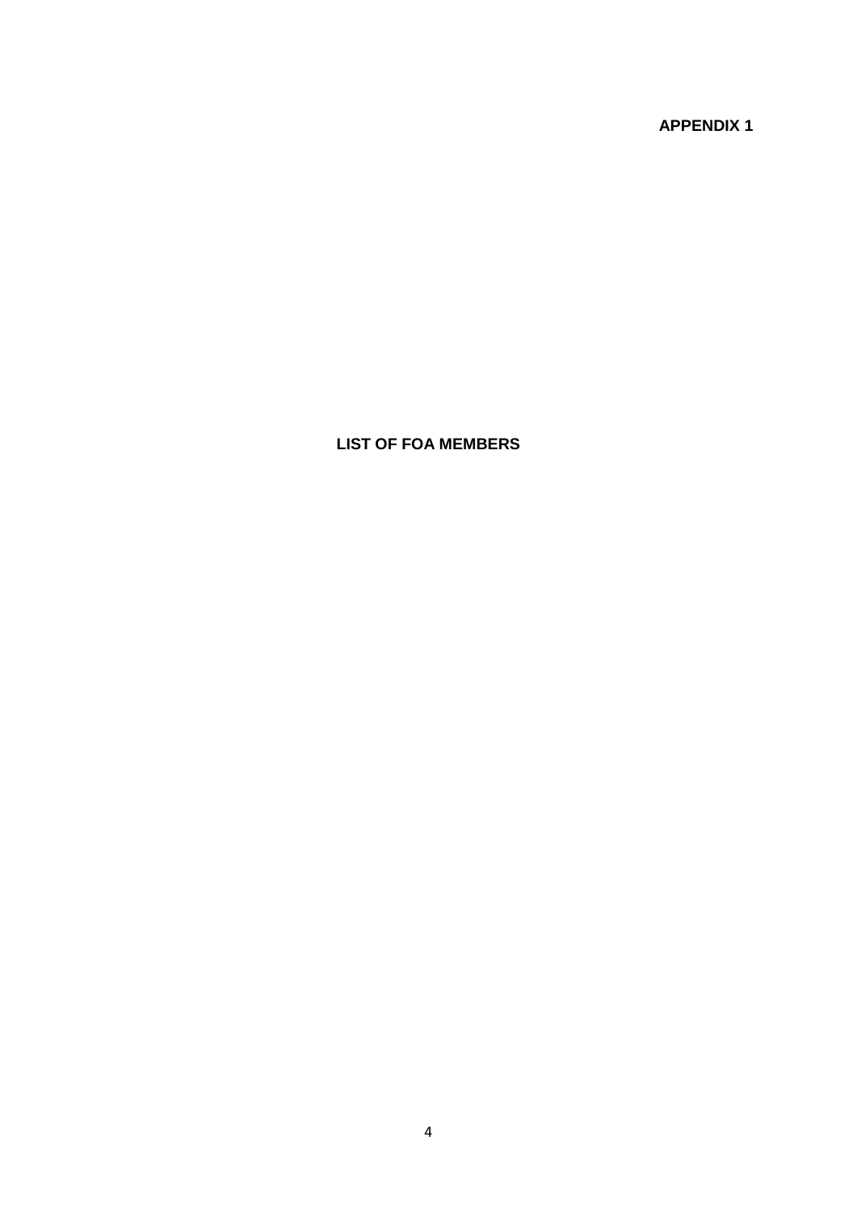**APPENDIX 1**

# LIST OF FOA MEMBERS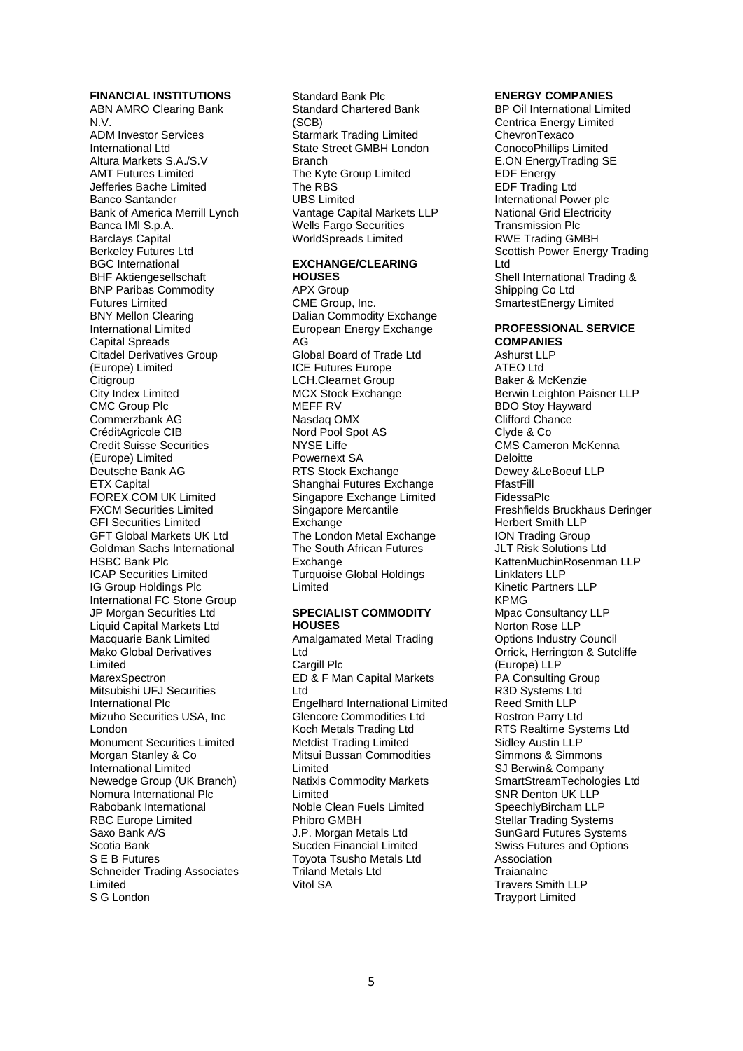**FINANCIAL INSTITUTIONS**

ABN AMRO Clearing Bank N.V.
ADM Investor Services International Ltd
Altura Markets S.A./S.V
AMT Futures Limited
Jefferies Bache Limited
Banco Santander
Bank of America Merrill Lynch
Banca IMI S.p.A.
Barclays Capital
Berkeley Futures Ltd
BGC International
BHF Aktiengesellschaft
BNP Paribas Commodity Futures Limited
BNY Mellon Clearing International Limited
Capital Spreads
Citadel Derivatives Group (Europe) Limited
Citigroup
City Index Limited
CMC Group Plc
Commerzbank AG
CréditAgricole CIB
Credit Suisse Securities (Europe) Limited
Deutsche Bank AG
ETX Capital
FOREX.COM UK Limited
FXCM Securities Limited
GFI Securities Limited
GFT Global Markets UK Ltd
Goldman Sachs International
HSBC Bank Plc
ICAP Securities Limited
IG Group Holdings Plc
International FC Stone Group
JP Morgan Securities Ltd
Liquid Capital Markets Ltd
Macquarie Bank Limited
Mako Global Derivatives Limited
MarexSpectron
Mitsubishi UFJ Securities International Plc
Mizuho Securities USA, Inc London
Monument Securities Limited
Morgan Stanley & Co International Limited
Newedge Group (UK Branch)
Nomura International Plc
Rabobank International
RBC Europe Limited
Saxo Bank A/S
Scotia Bank
S E B Futures
Schneider Trading Associates Limited
S G London
Standard Bank Plc
Standard Chartered Bank (SCB)
Starmark Trading Limited
State Street GMBH London Branch
The Kyte Group Limited
The RBS
UBS Limited
Vantage Capital Markets LLP
Wells Fargo Securities
WorldSpreads Limited

**EXCHANGE/CLEARING HOUSES**

APX Group
CME Group, Inc.
Dalian Commodity Exchange
European Energy Exchange AG
Global Board of Trade Ltd
ICE Futures Europe
LCH.Clearnet Group
MCX Stock Exchange
MEFF RV
Nasdaq OMX
Nord Pool Spot AS
NYSE Liffe
Powernext SA
RTS Stock Exchange
Shanghai Futures Exchange
Singapore Exchange Limited
Singapore Mercantile Exchange
The London Metal Exchange
The South African Futures Exchange
Turquoise Global Holdings Limited

**SPECIALIST COMMODITY HOUSES**

Amalgamated Metal Trading Ltd
Cargill Plc
ED & F Man Capital Markets Ltd
Engelhard International Limited
Glencore Commodities Ltd
Koch Metals Trading Ltd
Metdist Trading Limited
Mitsui Bussan Commodities Limited
Natixis Commodity Markets Limited
Noble Clean Fuels Limited
Phibro GMBH
J.P. Morgan Metals Ltd
Sucden Financial Limited
Toyota Tsusho Metals Ltd
Triland Metals Ltd
Vitol SA

**ENERGY COMPANIES**

BP Oil International Limited
Centrica Energy Limited
ChevronTexaco
ConocoPhillips Limited
E.ON EnergyTrading SE
EDF Energy
EDF Trading Ltd
International Power plc
National Grid Electricity Transmission Plc
RWE Trading GMBH
Scottish Power Energy Trading Ltd
Shell International Trading & Shipping Co Ltd
SmartestEnergy Limited

**PROFESSIONAL SERVICE COMPANIES**

Ashurst LLP
ATEO Ltd
Baker & McKenzie
Berwin Leighton Paisner LLP
BDO Stoy Hayward
Clifford Chance
Clyde & Co
CMS Cameron McKenna
Deloitte
Dewey &LeBoeuf LLP
FfastFill
FidessaPlc
Freshfields Bruckhaus Deringer
Herbert Smith LLP
ION Trading Group
JLT Risk Solutions Ltd
KattenMuchinRosenman LLP
Linklaters LLP
Kinetic Partners LLP
KPMG
Mpac Consultancy LLP
Norton Rose LLP
Options Industry Council
Orrick, Herrington & Sutcliffe (Europe) LLP
PA Consulting Group
R3D Systems Ltd
Reed Smith LLP
Rostron Parry Ltd
RTS Realtime Systems Ltd
Sidley Austin LLP
Simmons & Simmons
SJ Berwin& Company
SmartStreamTechologies Ltd
SNR Denton UK LLP
SpeechlyBircham LLP
Stellar Trading Systems
SunGard Futures Systems
Swiss Futures and Options Association
TraianaInc
Travers Smith LLP
Trayport Limited